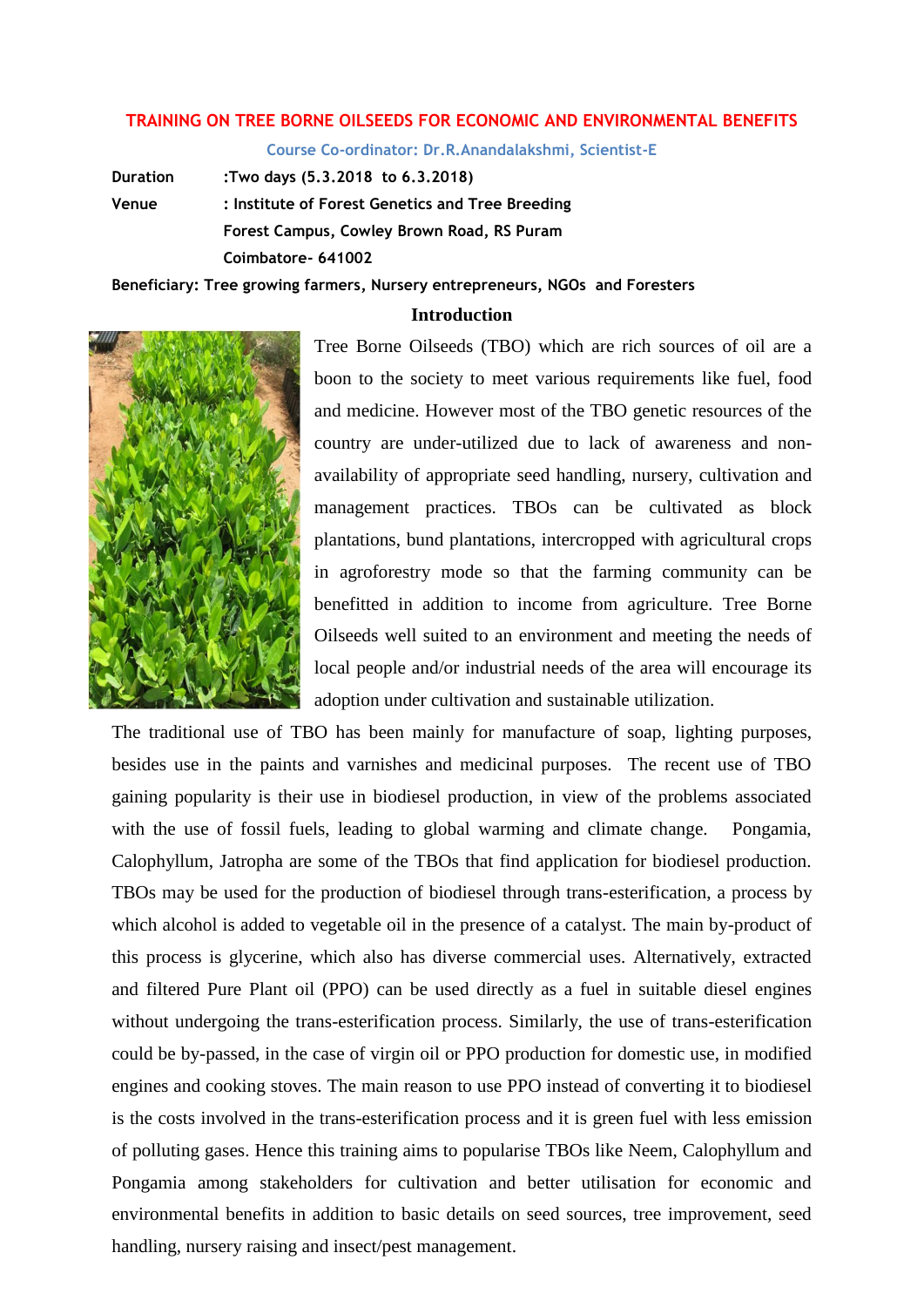# TRAINING ON TREE BORNE OILSEEDS FOR ECONOMIC AND ENVIRONMENTAL BENEFITS

**Course Co-ordinator: Dr.R.Anandalakshmi, Scientist-E**

**Duration** :Two days (5.3.2018 to 6.3.2018)

**Venue** : Institute of Forest Genetics and Tree Breeding
Forest Campus, Cowley Brown Road, RS Puram
Coimbatore- 641002

**Beneficiary: Tree growing farmers, Nursery entrepreneurs, NGOs and Foresters**

## Introduction

Tree Borne Oilseeds (TBO) which are rich sources of oil are a boon to the society to meet various requirements like fuel, food and medicine. However most of the TBO genetic resources of the country are under-utilized due to lack of awareness and non-availability of appropriate seed handling, nursery, cultivation and management practices. TBOs can be cultivated as block plantations, bund plantations, intercropped with agricultural crops in agroforestry mode so that the farming community can be benefitted in addition to income from agriculture. Tree Borne Oilseeds well suited to an environment and meeting the needs of local people and/or industrial needs of the area will encourage its adoption under cultivation and sustainable utilization.

The traditional use of TBO has been mainly for manufacture of soap, lighting purposes, besides use in the paints and varnishes and medicinal purposes. The recent use of TBO gaining popularity is their use in biodiesel production, in view of the problems associated with the use of fossil fuels, leading to global warming and climate change. Pongamia, Calophyllum, Jatropha are some of the TBOs that find application for biodiesel production. TBOs may be used for the production of biodiesel through trans-esterification, a process by which alcohol is added to vegetable oil in the presence of a catalyst. The main by-product of this process is glycerine, which also has diverse commercial uses. Alternatively, extracted and filtered Pure Plant oil (PPO) can be used directly as a fuel in suitable diesel engines without undergoing the trans-esterification process. Similarly, the use of trans-esterification could be by-passed, in the case of virgin oil or PPO production for domestic use, in modified engines and cooking stoves. The main reason to use PPO instead of converting it to biodiesel is the costs involved in the trans-esterification process and it is green fuel with less emission of polluting gases. Hence this training aims to popularise TBOs like Neem, Calophyllum and Pongamia among stakeholders for cultivation and better utilisation for economic and environmental benefits in addition to basic details on seed sources, tree improvement, seed handling, nursery raising and insect/pest management.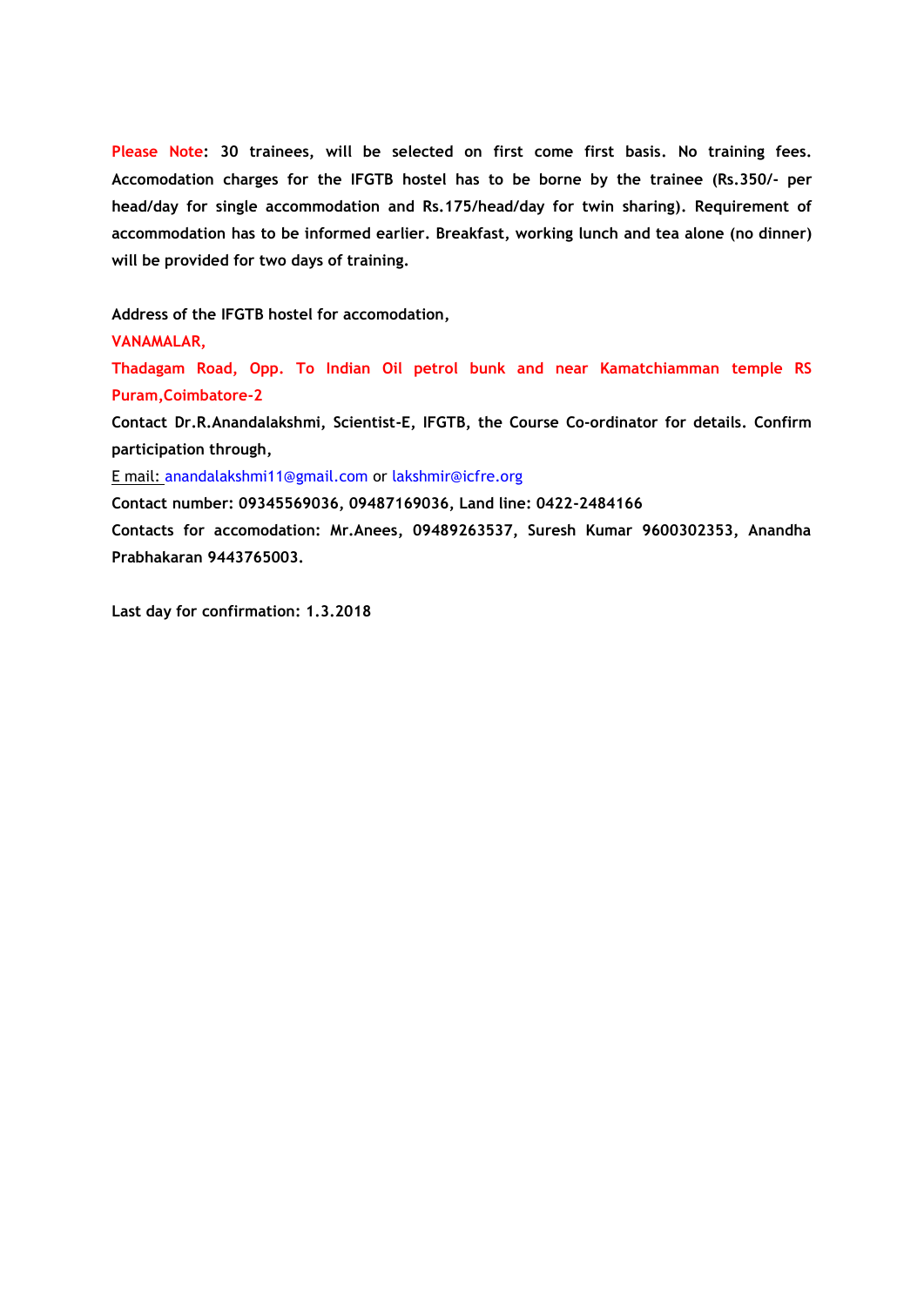**Please Note: 30 trainees, will be selected on first come first basis. No training fees. Accomodation charges for the IFGTB hostel has to be borne by the trainee (Rs.350/- per head/day for single accommodation and Rs.175/head/day for twin sharing). Requirement of accommodation has to be informed earlier. Breakfast, working lunch and tea alone (no dinner) will be provided for two days of training.**

**Address of the IFGTB hostel for accomodation,**

**VANAMALAR,**

**Thadagam Road, Opp. To Indian Oil petrol bunk and near Kamatchiamman temple RS Puram,Coimbatore-2**

**Contact Dr.R.Anandalakshmi, Scientist-E, IFGTB, the Course Co-ordinator for details. Confirm participation through,**

E mail: anandalakshmi11@gmail.com or lakshmir@icfre.org

**Contact number: 09345569036, 09487169036, Land line: 0422-2484166**

**Contacts for accomodation: Mr.Anees, 09489263537, Suresh Kumar 9600302353, Anandha Prabhakaran 9443765003.**

**Last day for confirmation: 1.3.2018**